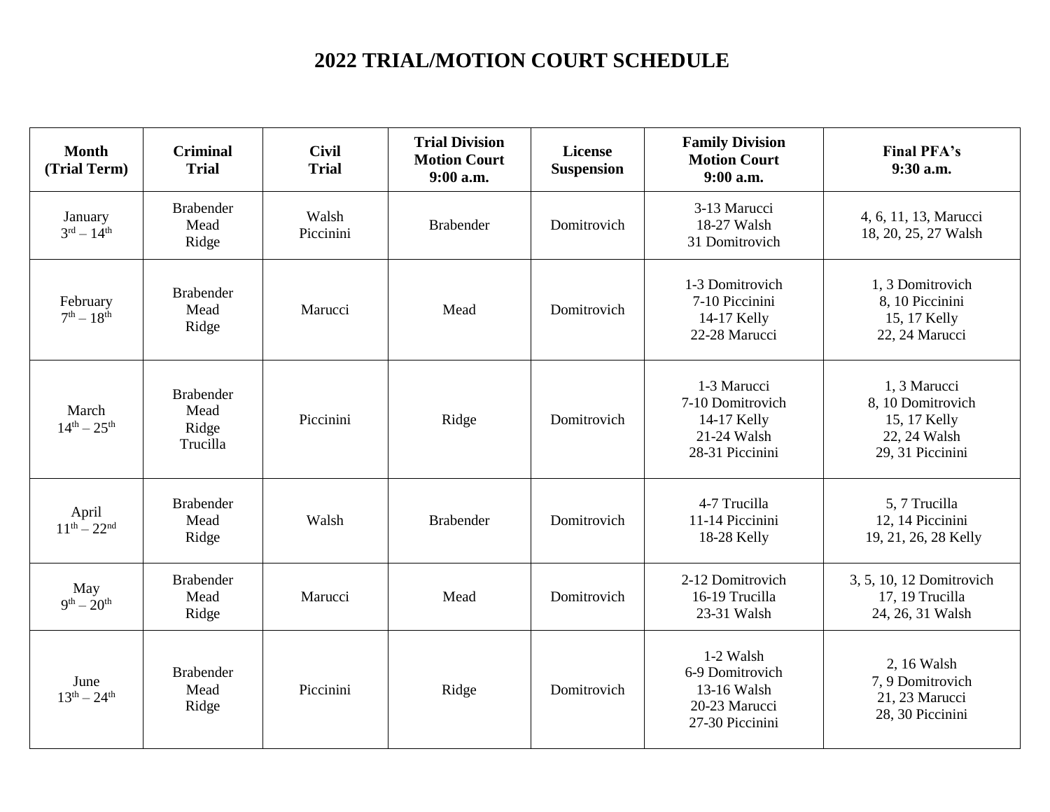# 2022 TRIAL/MOTION COURT SCHEDULE

| Month (Trial Term) | Criminal Trial | Civil Trial | Trial Division Motion Court 9:00 a.m. | License Suspension | Family Division Motion Court 9:00 a.m. | Final PFA's 9:30 a.m. |
|---|---|---|---|---|---|---|
| January 3rd – 14th | Brabender Mead Ridge | Walsh Piccinini | Brabender | Domitrovich | 3-13 Marucci 18-27 Walsh 31 Domitrovich | 4, 6, 11, 13, Marucci 18, 20, 25, 27 Walsh |
| February 7th – 18th | Brabender Mead Ridge | Marucci | Mead | Domitrovich | 1-3 Domitrovich 7-10 Piccinini 14-17 Kelly 22-28 Marucci | 1, 3 Domitrovich 8, 10 Piccinini 15, 17 Kelly 22, 24 Marucci |
| March 14th – 25th | Brabender Mead Ridge Trucilla | Piccinini | Ridge | Domitrovich | 1-3 Marucci 7-10 Domitrovich 14-17 Kelly 21-24 Walsh 28-31 Piccinini | 1, 3 Marucci 8, 10 Domitrovich 15, 17 Kelly 22, 24 Walsh 29, 31 Piccinini |
| April 11th – 22nd | Brabender Mead Ridge | Walsh | Brabender | Domitrovich | 4-7 Trucilla 11-14 Piccinini 18-28 Kelly | 5, 7 Trucilla 12, 14 Piccinini 19, 21, 26, 28 Kelly |
| May 9th – 20th | Brabender Mead Ridge | Marucci | Mead | Domitrovich | 2-12 Domitrovich 16-19 Trucilla 23-31 Walsh | 3, 5, 10, 12 Domitrovich 17, 19 Trucilla 24, 26, 31 Walsh |
| June 13th – 24th | Brabender Mead Ridge | Piccinini | Ridge | Domitrovich | 1-2 Walsh 6-9 Domitrovich 13-16 Walsh 20-23 Marucci 27-30 Piccinini | 2, 16 Walsh 7, 9 Domitrovich 21, 23 Marucci 28, 30 Piccinini |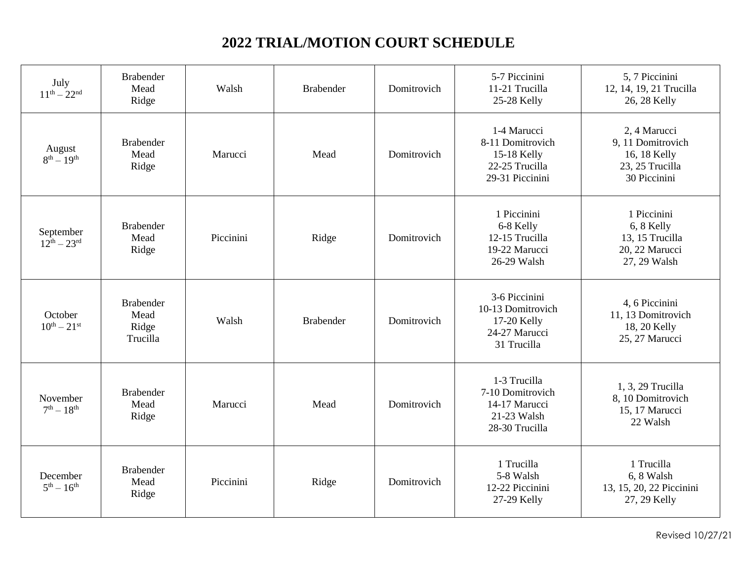# 2022 TRIAL/MOTION COURT SCHEDULE

| | | | | | | |
|---|---|---|---|---|---|---|
| July 11th – 22nd | Brabender<br>Mead<br>Ridge | Walsh | Brabender | Domitrovich | 5-7 Piccinini<br>11-21 Trucilla<br>25-28 Kelly | 5, 7 Piccinini<br>12, 14, 19, 21 Trucilla<br>26, 28 Kelly |
| August 8th – 19th | Brabender<br>Mead<br>Ridge | Marucci | Mead | Domitrovich | 1-4 Marucci<br>8-11 Domitrovich<br>15-18 Kelly<br>22-25 Trucilla<br>29-31 Piccinini | 2, 4 Marucci<br>9, 11 Domitrovich<br>16, 18 Kelly<br>23, 25 Trucilla<br>30 Piccinini |
| September 12th – 23rd | Brabender<br>Mead<br>Ridge | Piccinini | Ridge | Domitrovich | 1 Piccinini<br>6-8 Kelly<br>12-15 Trucilla<br>19-22 Marucci<br>26-29 Walsh | 1 Piccinini<br>6, 8 Kelly<br>13, 15 Trucilla<br>20, 22 Marucci<br>27, 29 Walsh |
| October 10th – 21st | Brabender<br>Mead<br>Ridge<br>Trucilla | Walsh | Brabender | Domitrovich | 3-6 Piccinini<br>10-13 Domitrovich<br>17-20 Kelly<br>24-27 Marucci<br>31 Trucilla | 4, 6 Piccinini<br>11, 13 Domitrovich<br>18, 20 Kelly<br>25, 27 Marucci |
| November 7th – 18th | Brabender<br>Mead<br>Ridge | Marucci | Mead | Domitrovich | 1-3 Trucilla<br>7-10 Domitrovich<br>14-17 Marucci<br>21-23 Walsh<br>28-30 Trucilla | 1, 3, 29 Trucilla<br>8, 10 Domitrovich<br>15, 17 Marucci<br>22 Walsh |
| December 5th – 16th | Brabender<br>Mead<br>Ridge | Piccinini | Ridge | Domitrovich | 1 Trucilla<br>5-8 Walsh<br>12-22 Piccinini<br>27-29 Kelly | 1 Trucilla<br>6, 8 Walsh<br>13, 15, 20, 22 Piccinini<br>27, 29 Kelly |

Revised 10/27/21